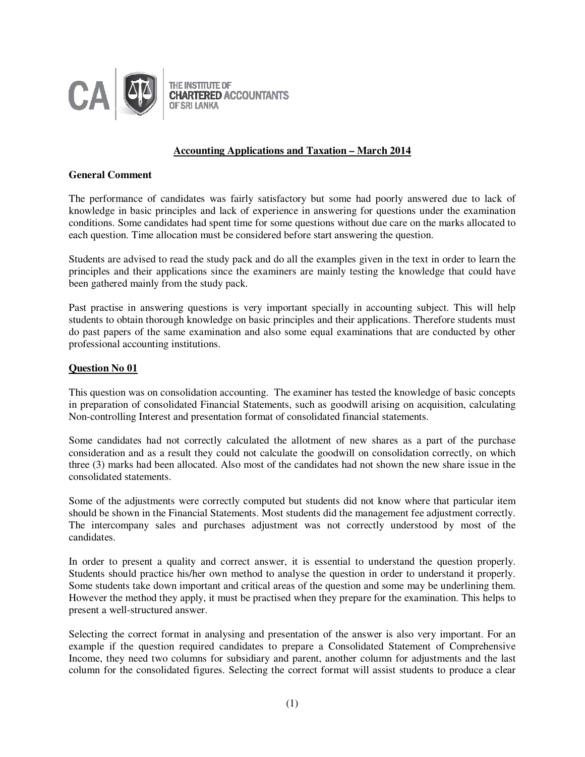THE INSTITUTE OF
**CHARTERED ACCOUNTANTS**
OF SRI LANKA

## Accounting Applications and Taxation – March 2014

**General Comment**

The performance of candidates was fairly satisfactory but some had poorly answered due to lack of knowledge in basic principles and lack of experience in answering for questions under the examination conditions. Some candidates had spent time for some questions without due care on the marks allocated to each question. Time allocation must be considered before start answering the question.

Students are advised to read the study pack and do all the examples given in the text in order to learn the principles and their applications since the examiners are mainly testing the knowledge that could have been gathered mainly from the study pack.

Past practise in answering questions is very important specially in accounting subject. This will help students to obtain thorough knowledge on basic principles and their applications. Therefore students must do past papers of the same examination and also some equal examinations that are conducted by other professional accounting institutions.

### Question No 01

This question was on consolidation accounting. The examiner has tested the knowledge of basic concepts in preparation of consolidated Financial Statements, such as goodwill arising on acquisition, calculating Non-controlling Interest and presentation format of consolidated financial statements.

Some candidates had not correctly calculated the allotment of new shares as a part of the purchase consideration and as a result they could not calculate the goodwill on consolidation correctly, on which three (3) marks had been allocated. Also most of the candidates had not shown the new share issue in the consolidated statements.

Some of the adjustments were correctly computed but students did not know where that particular item should be shown in the Financial Statements. Most students did the management fee adjustment correctly. The intercompany sales and purchases adjustment was not correctly understood by most of the candidates.

In order to present a quality and correct answer, it is essential to understand the question properly. Students should practice his/her own method to analyse the question in order to understand it properly. Some students take down important and critical areas of the question and some may be underlining them. However the method they apply, it must be practised when they prepare for the examination. This helps to present a well-structured answer.

Selecting the correct format in analysing and presentation of the answer is also very important. For an example if the question required candidates to prepare a Consolidated Statement of Comprehensive Income, they need two columns for subsidiary and parent, another column for adjustments and the last column for the consolidated figures. Selecting the correct format will assist students to produce a clear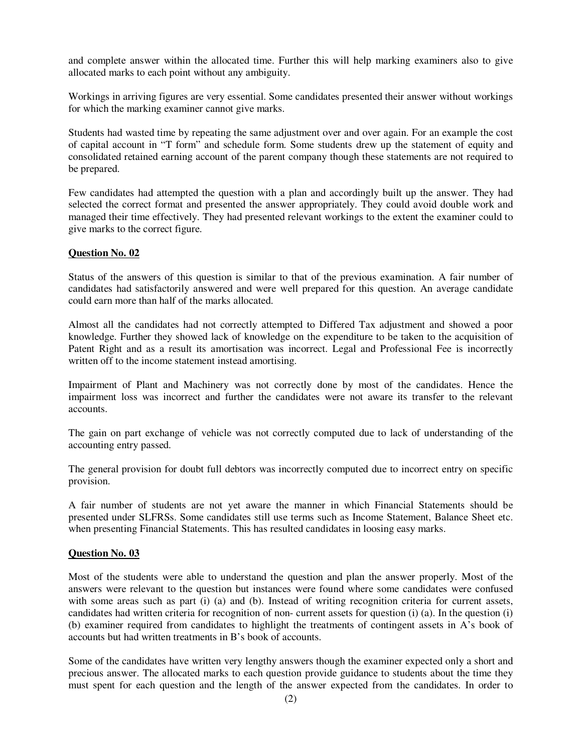and complete answer within the allocated time. Further this will help marking examiners also to give allocated marks to each point without any ambiguity.

Workings in arriving figures are very essential. Some candidates presented their answer without workings for which the marking examiner cannot give marks.

Students had wasted time by repeating the same adjustment over and over again. For an example the cost of capital account in "T form" and schedule form. Some students drew up the statement of equity and consolidated retained earning account of the parent company though these statements are not required to be prepared.

Few candidates had attempted the question with a plan and accordingly built up the answer. They had selected the correct format and presented the answer appropriately. They could avoid double work and managed their time effectively. They had presented relevant workings to the extent the examiner could to give marks to the correct figure.

**Question No. 02**

Status of the answers of this question is similar to that of the previous examination. A fair number of candidates had satisfactorily answered and were well prepared for this question. An average candidate could earn more than half of the marks allocated.

Almost all the candidates had not correctly attempted to Differed Tax adjustment and showed a poor knowledge. Further they showed lack of knowledge on the expenditure to be taken to the acquisition of Patent Right and as a result its amortisation was incorrect. Legal and Professional Fee is incorrectly written off to the income statement instead amortising.

Impairment of Plant and Machinery was not correctly done by most of the candidates. Hence the impairment loss was incorrect and further the candidates were not aware its transfer to the relevant accounts.

The gain on part exchange of vehicle was not correctly computed due to lack of understanding of the accounting entry passed.

The general provision for doubt full debtors was incorrectly computed due to incorrect entry on specific provision.

A fair number of students are not yet aware the manner in which Financial Statements should be presented under SLFRSs. Some candidates still use terms such as Income Statement, Balance Sheet etc. when presenting Financial Statements. This has resulted candidates in loosing easy marks.

**Question No. 03**

Most of the students were able to understand the question and plan the answer properly. Most of the answers were relevant to the question but instances were found where some candidates were confused with some areas such as part (i) (a) and (b). Instead of writing recognition criteria for current assets, candidates had written criteria for recognition of non- current assets for question (i) (a). In the question (i) (b) examiner required from candidates to highlight the treatments of contingent assets in A's book of accounts but had written treatments in B's book of accounts.

Some of the candidates have written very lengthy answers though the examiner expected only a short and precious answer. The allocated marks to each question provide guidance to students about the time they must spent for each question and the length of the answer expected from the candidates. In order to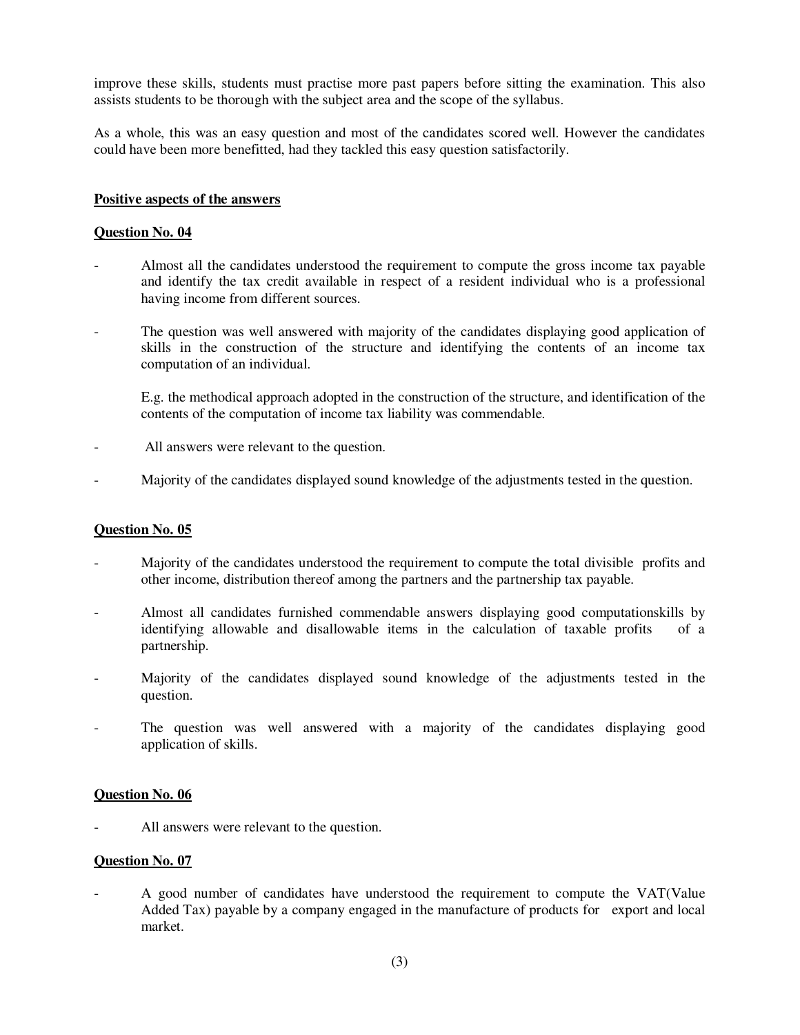improve these skills, students must practise more past papers before sitting the examination. This also assists students to be thorough with the subject area and the scope of the syllabus.

As a whole, this was an easy question and most of the candidates scored well. However the candidates could have been more benefitted, had they tackled this easy question satisfactorily.

**Positive aspects of the answers**

**Question No. 04**

- Almost all the candidates understood the requirement to compute the gross income tax payable and identify the tax credit available in respect of a resident individual who is a professional having income from different sources.

- The question was well answered with majority of the candidates displaying good application of skills in the construction of the structure and identifying the contents of an income tax computation of an individual.

  E.g. the methodical approach adopted in the construction of the structure, and identification of the contents of the computation of income tax liability was commendable.

- All answers were relevant to the question.

- Majority of the candidates displayed sound knowledge of the adjustments tested in the question.

**Question No. 05**

- Majority of the candidates understood the requirement to compute the total divisible profits and other income, distribution thereof among the partners and the partnership tax payable.

- Almost all candidates furnished commendable answers displaying good computationskills by identifying allowable and disallowable items in the calculation of taxable profits of a partnership.

- Majority of the candidates displayed sound knowledge of the adjustments tested in the question.

- The question was well answered with a majority of the candidates displaying good application of skills.

**Question No. 06**

- All answers were relevant to the question.

**Question No. 07**

- A good number of candidates have understood the requirement to compute the VAT(Value Added Tax) payable by a company engaged in the manufacture of products for export and local market.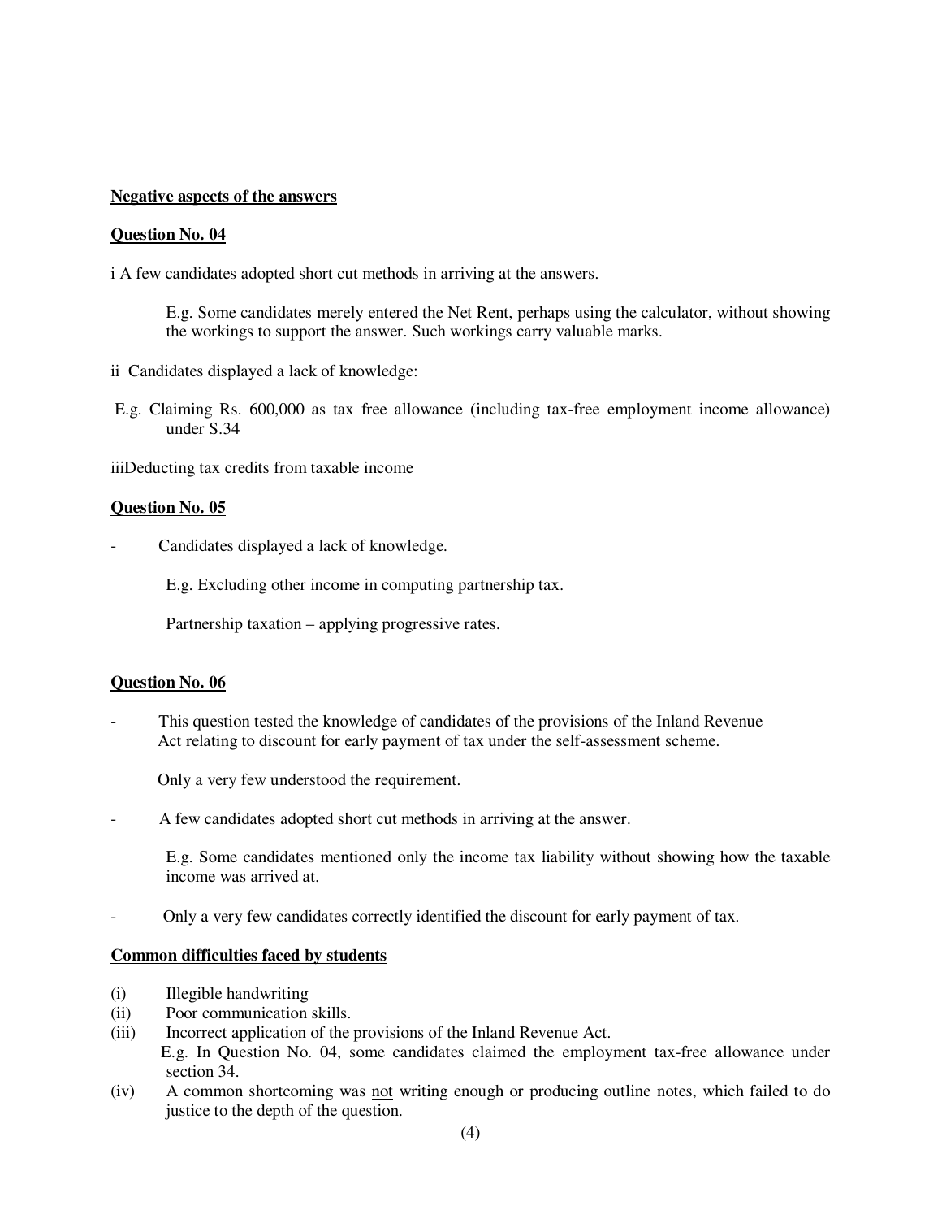**Negative aspects of the answers**

**Question No. 04**

i A few candidates adopted short cut methods in arriving at the answers.

E.g. Some candidates merely entered the Net Rent, perhaps using the calculator, without showing the workings to support the answer. Such workings carry valuable marks.

ii Candidates displayed a lack of knowledge:

E.g. Claiming Rs. 600,000 as tax free allowance (including tax-free employment income allowance) under S.34

iiiDeducting tax credits from taxable income

**Question No. 05**

- Candidates displayed a lack of knowledge.

  E.g. Excluding other income in computing partnership tax.

  Partnership taxation – applying progressive rates.

**Question No. 06**

- This question tested the knowledge of candidates of the provisions of the Inland Revenue Act relating to discount for early payment of tax under the self-assessment scheme.

  Only a very few understood the requirement.

- A few candidates adopted short cut methods in arriving at the answer.

  E.g. Some candidates mentioned only the income tax liability without showing how the taxable income was arrived at.

- Only a very few candidates correctly identified the discount for early payment of tax.

**Common difficulties faced by students**

(i) Illegible handwriting
(ii) Poor communication skills.
(iii) Incorrect application of the provisions of the Inland Revenue Act.
E.g. In Question No. 04, some candidates claimed the employment tax-free allowance under section 34.
(iv) A common shortcoming was not writing enough or producing outline notes, which failed to do justice to the depth of the question.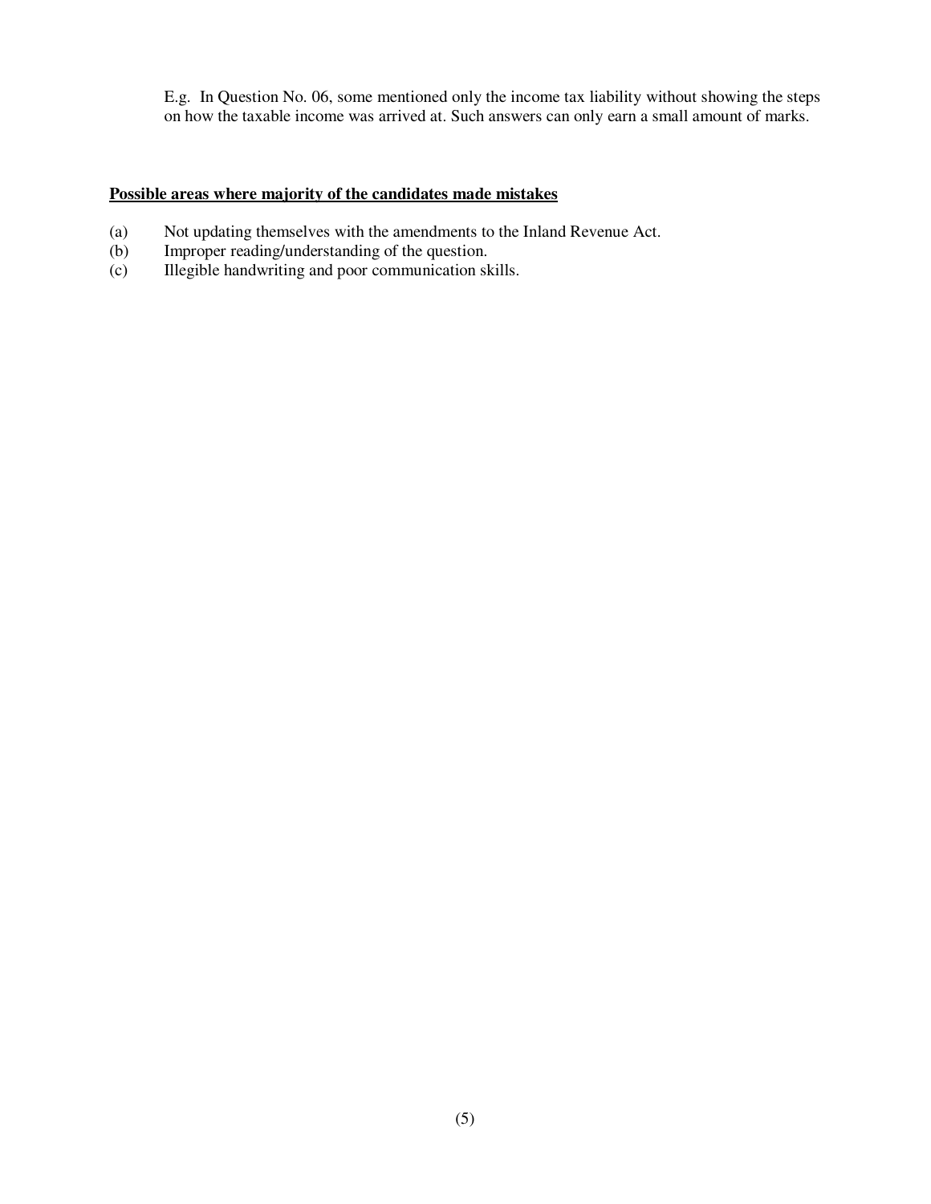E.g. In Question No. 06, some mentioned only the income tax liability without showing the steps on how the taxable income was arrived at. Such answers can only earn a small amount of marks.

**<u>Possible areas where majority of the candidates made mistakes</u>**

(a) Not updating themselves with the amendments to the Inland Revenue Act.
(b) Improper reading/understanding of the question.
(c) Illegible handwriting and poor communication skills.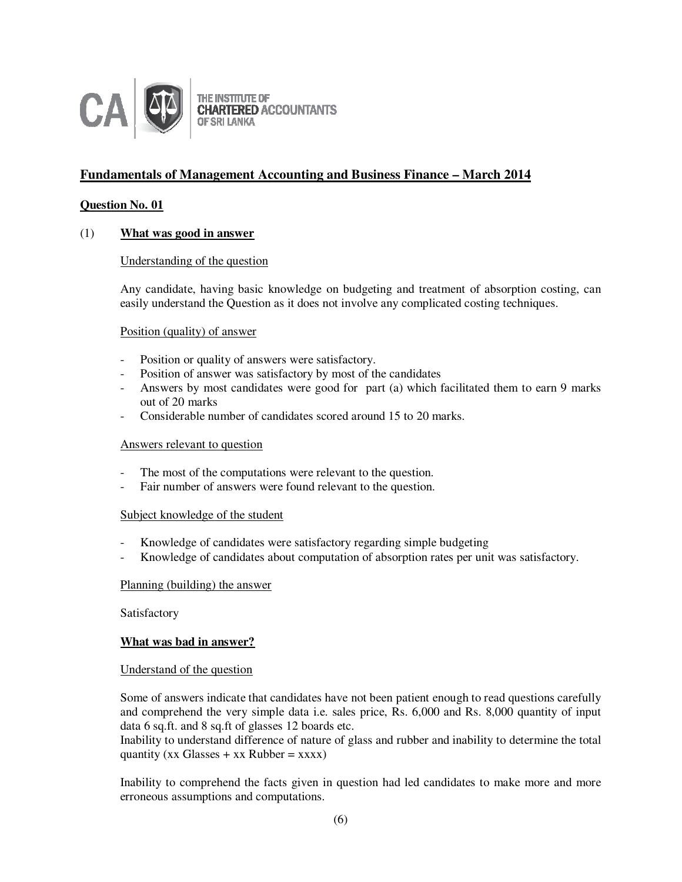THE INSTITUTE OF
CHARTERED ACCOUNTANTS
OF SRI LANKA

## Fundamentals of Management Accounting and Business Finance – March 2014

### Question No. 01

(1) **What was good in answer**

Understanding of the question

Any candidate, having basic knowledge on budgeting and treatment of absorption costing, can easily understand the Question as it does not involve any complicated costing techniques.

Position (quality) of answer

- Position or quality of answers were satisfactory.
- Position of answer was satisfactory by most of the candidates
- Answers by most candidates were good for part (a) which facilitated them to earn 9 marks out of 20 marks
- Considerable number of candidates scored around 15 to 20 marks.

Answers relevant to question

- The most of the computations were relevant to the question.
- Fair number of answers were found relevant to the question.

Subject knowledge of the student

- Knowledge of candidates were satisfactory regarding simple budgeting
- Knowledge of candidates about computation of absorption rates per unit was satisfactory.

Planning (building) the answer

Satisfactory

**What was bad in answer?**

Understand of the question

Some of answers indicate that candidates have not been patient enough to read questions carefully and comprehend the very simple data i.e. sales price, Rs. 6,000 and Rs. 8,000 quantity of input data 6 sq.ft. and 8 sq.ft of glasses 12 boards etc.
Inability to understand difference of nature of glass and rubber and inability to determine the total quantity (xx Glasses + xx Rubber = xxxx)

Inability to comprehend the facts given in question had led candidates to make more and more erroneous assumptions and computations.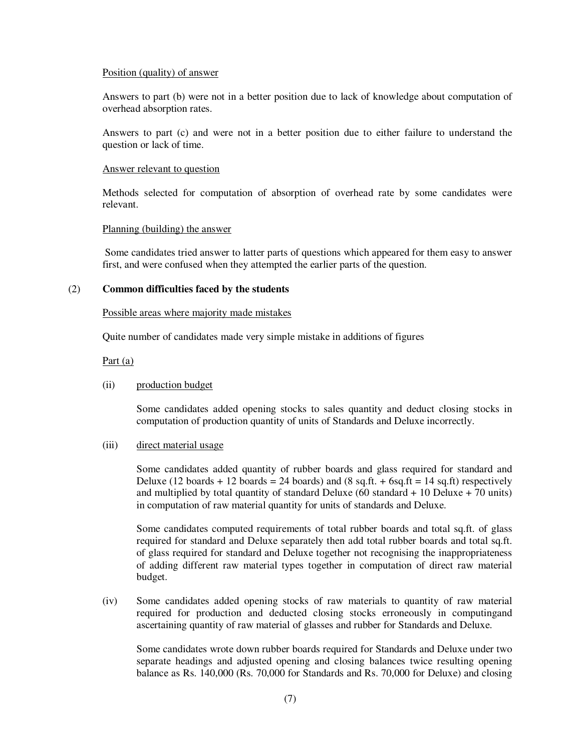Position (quality) of answer

Answers to part (b) were not in a better position due to lack of knowledge about computation of overhead absorption rates.

Answers to part (c) and were not in a better position due to either failure to understand the question or lack of time.

Answer relevant to question

Methods selected for computation of absorption of overhead rate by some candidates were relevant.

Planning (building) the answer

Some candidates tried answer to latter parts of questions which appeared for them easy to answer first, and were confused when they attempted the earlier parts of the question.

(2) **Common difficulties faced by the students**

Possible areas where majority made mistakes

Quite number of candidates made very simple mistake in additions of figures

Part (a)

(ii) production budget

Some candidates added opening stocks to sales quantity and deduct closing stocks in computation of production quantity of units of Standards and Deluxe incorrectly.

(iii) direct material usage

Some candidates added quantity of rubber boards and glass required for standard and Deluxe (12 boards + 12 boards = 24 boards) and (8 sq.ft. + 6sq.ft = 14 sq.ft) respectively and multiplied by total quantity of standard Deluxe (60 standard + 10 Deluxe + 70 units) in computation of raw material quantity for units of standards and Deluxe.

Some candidates computed requirements of total rubber boards and total sq.ft. of glass required for standard and Deluxe separately then add total rubber boards and total sq.ft. of glass required for standard and Deluxe together not recognising the inappropriateness of adding different raw material types together in computation of direct raw material budget.

(iv) Some candidates added opening stocks of raw materials to quantity of raw material required for production and deducted closing stocks erroneously in computingand ascertaining quantity of raw material of glasses and rubber for Standards and Deluxe.

Some candidates wrote down rubber boards required for Standards and Deluxe under two separate headings and adjusted opening and closing balances twice resulting opening balance as Rs. 140,000 (Rs. 70,000 for Standards and Rs. 70,000 for Deluxe) and closing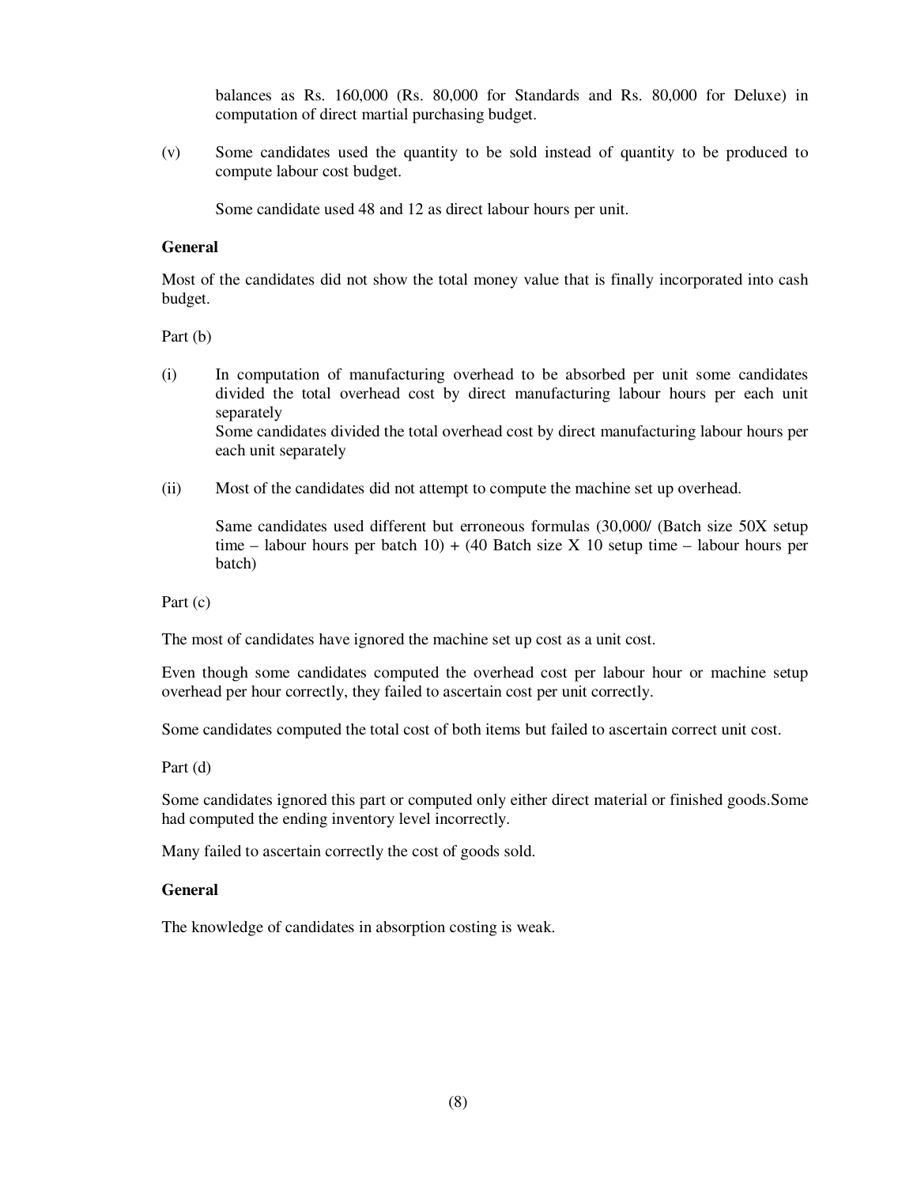balances as Rs. 160,000 (Rs. 80,000 for Standards and Rs. 80,000 for Deluxe) in computation of direct martial purchasing budget.

(v) Some candidates used the quantity to be sold instead of quantity to be produced to compute labour cost budget.

Some candidate used 48 and 12 as direct labour hours per unit.

**General**

Most of the candidates did not show the total money value that is finally incorporated into cash budget.

Part (b)

(i) In computation of manufacturing overhead to be absorbed per unit some candidates divided the total overhead cost by direct manufacturing labour hours per each unit separately
Some candidates divided the total overhead cost by direct manufacturing labour hours per each unit separately

(ii) Most of the candidates did not attempt to compute the machine set up overhead.

Same candidates used different but erroneous formulas (30,000/ (Batch size 50X setup time – labour hours per batch 10) + (40 Batch size X 10 setup time – labour hours per batch)

Part (c)

The most of candidates have ignored the machine set up cost as a unit cost.

Even though some candidates computed the overhead cost per labour hour or machine setup overhead per hour correctly, they failed to ascertain cost per unit correctly.

Some candidates computed the total cost of both items but failed to ascertain correct unit cost.

Part (d)

Some candidates ignored this part or computed only either direct material or finished goods.Some had computed the ending inventory level incorrectly.

Many failed to ascertain correctly the cost of goods sold.

**General**

The knowledge of candidates in absorption costing is weak.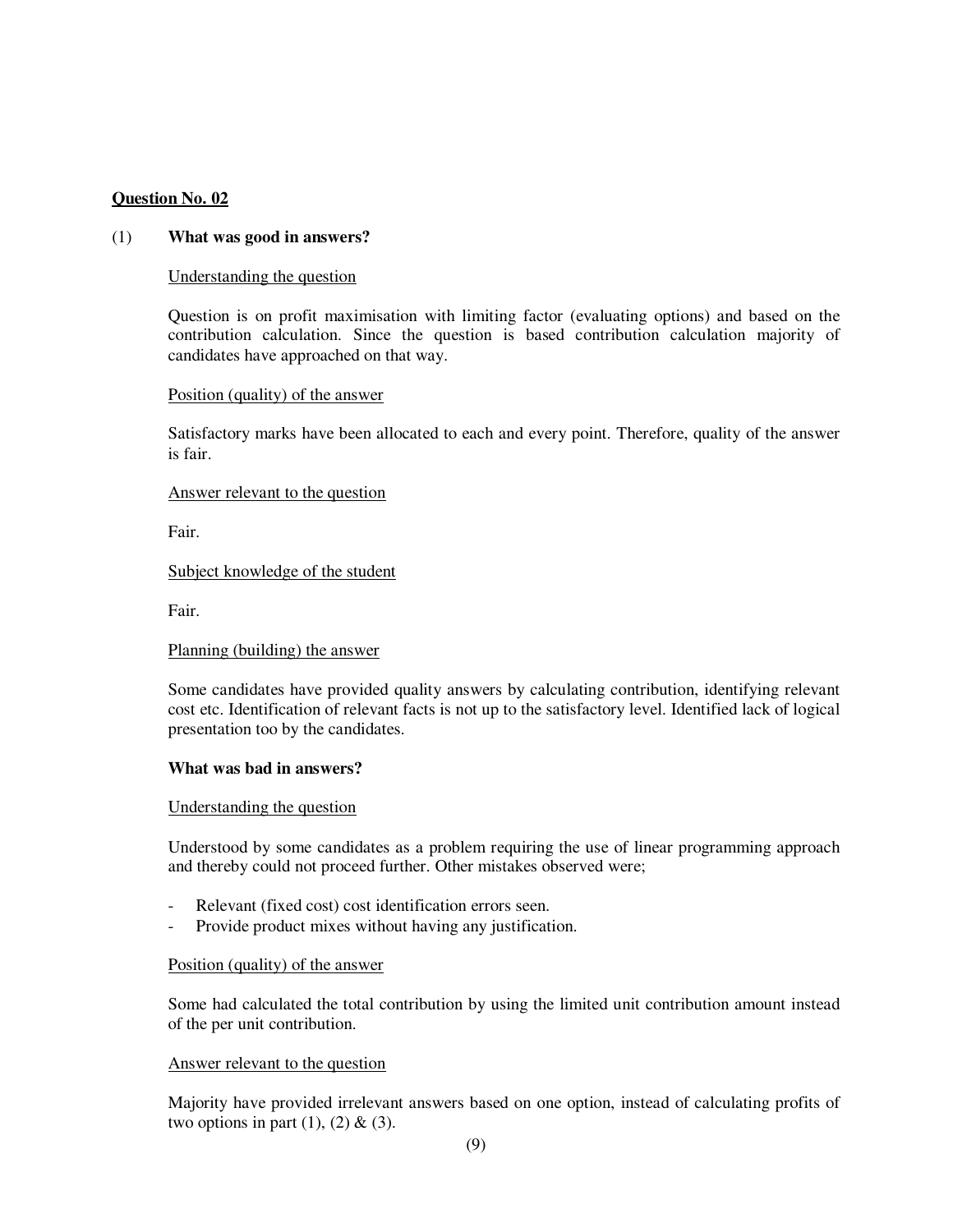**Question No. 02**

(1) **What was good in answers?**

Understanding the question

Question is on profit maximisation with limiting factor (evaluating options) and based on the contribution calculation. Since the question is based contribution calculation majority of candidates have approached on that way.

Position (quality) of the answer

Satisfactory marks have been allocated to each and every point. Therefore, quality of the answer is fair.

Answer relevant to the question

Fair.

Subject knowledge of the student

Fair.

Planning (building) the answer

Some candidates have provided quality answers by calculating contribution, identifying relevant cost etc. Identification of relevant facts is not up to the satisfactory level. Identified lack of logical presentation too by the candidates.

**What was bad in answers?**

Understanding the question

Understood by some candidates as a problem requiring the use of linear programming approach and thereby could not proceed further. Other mistakes observed were;

- Relevant (fixed cost) cost identification errors seen.
- Provide product mixes without having any justification.

Position (quality) of the answer

Some had calculated the total contribution by using the limited unit contribution amount instead of the per unit contribution.

Answer relevant to the question

Majority have provided irrelevant answers based on one option, instead of calculating profits of two options in part (1), (2) & (3).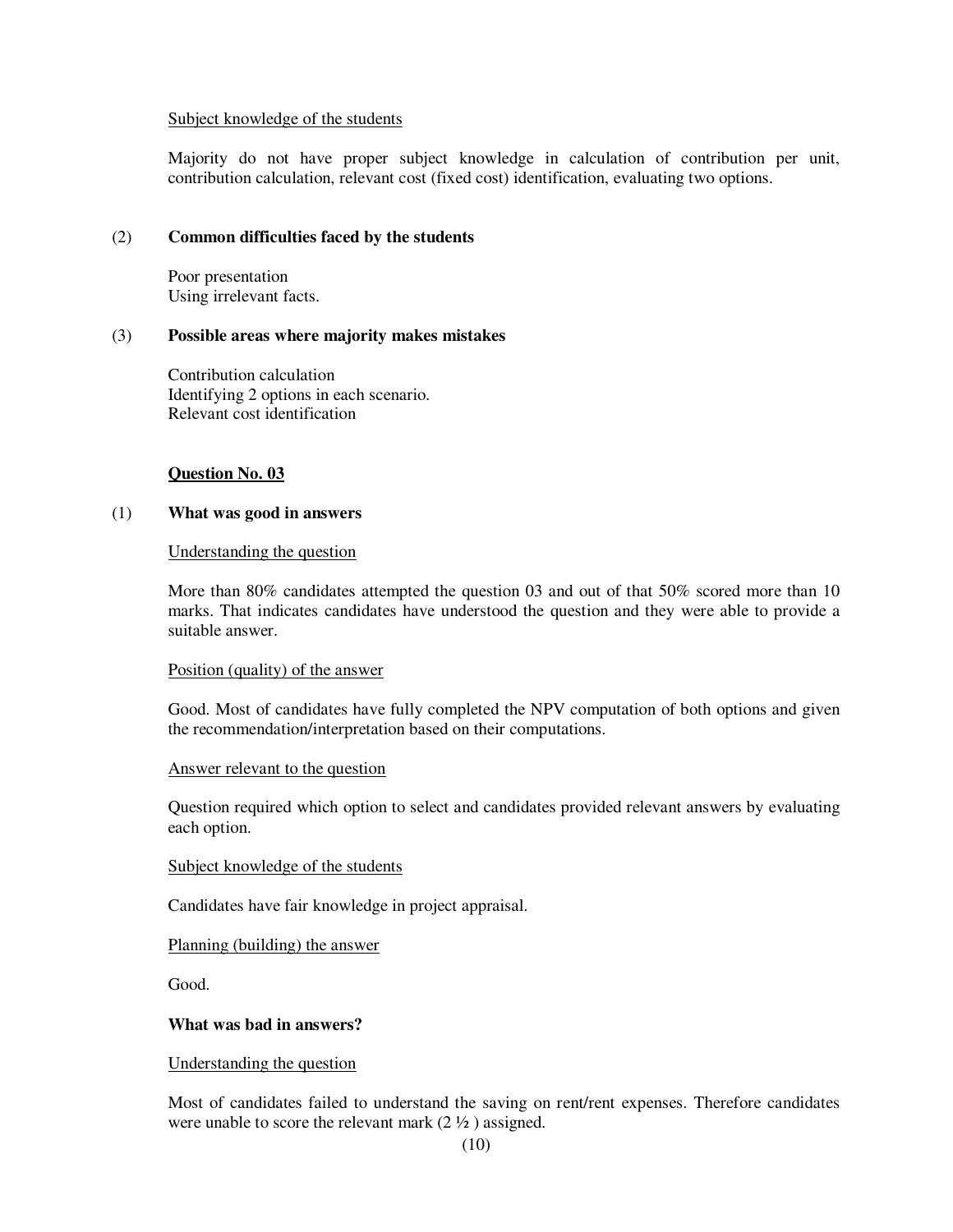Subject knowledge of the students

Majority do not have proper subject knowledge in calculation of contribution per unit, contribution calculation, relevant cost (fixed cost) identification, evaluating two options.

(2) **Common difficulties faced by the students**

Poor presentation
Using irrelevant facts.

(3) **Possible areas where majority makes mistakes**

Contribution calculation
Identifying 2 options in each scenario.
Relevant cost identification

**Question No. 03**

(1) **What was good in answers**

Understanding the question

More than 80% candidates attempted the question 03 and out of that 50% scored more than 10 marks. That indicates candidates have understood the question and they were able to provide a suitable answer.

Position (quality) of the answer

Good. Most of candidates have fully completed the NPV computation of both options and given the recommendation/interpretation based on their computations.

Answer relevant to the question

Question required which option to select and candidates provided relevant answers by evaluating each option.

Subject knowledge of the students

Candidates have fair knowledge in project appraisal.

Planning (building) the answer

Good.

**What was bad in answers?**

Understanding the question

Most of candidates failed to understand the saving on rent/rent expenses. Therefore candidates were unable to score the relevant mark (2 ½ ) assigned.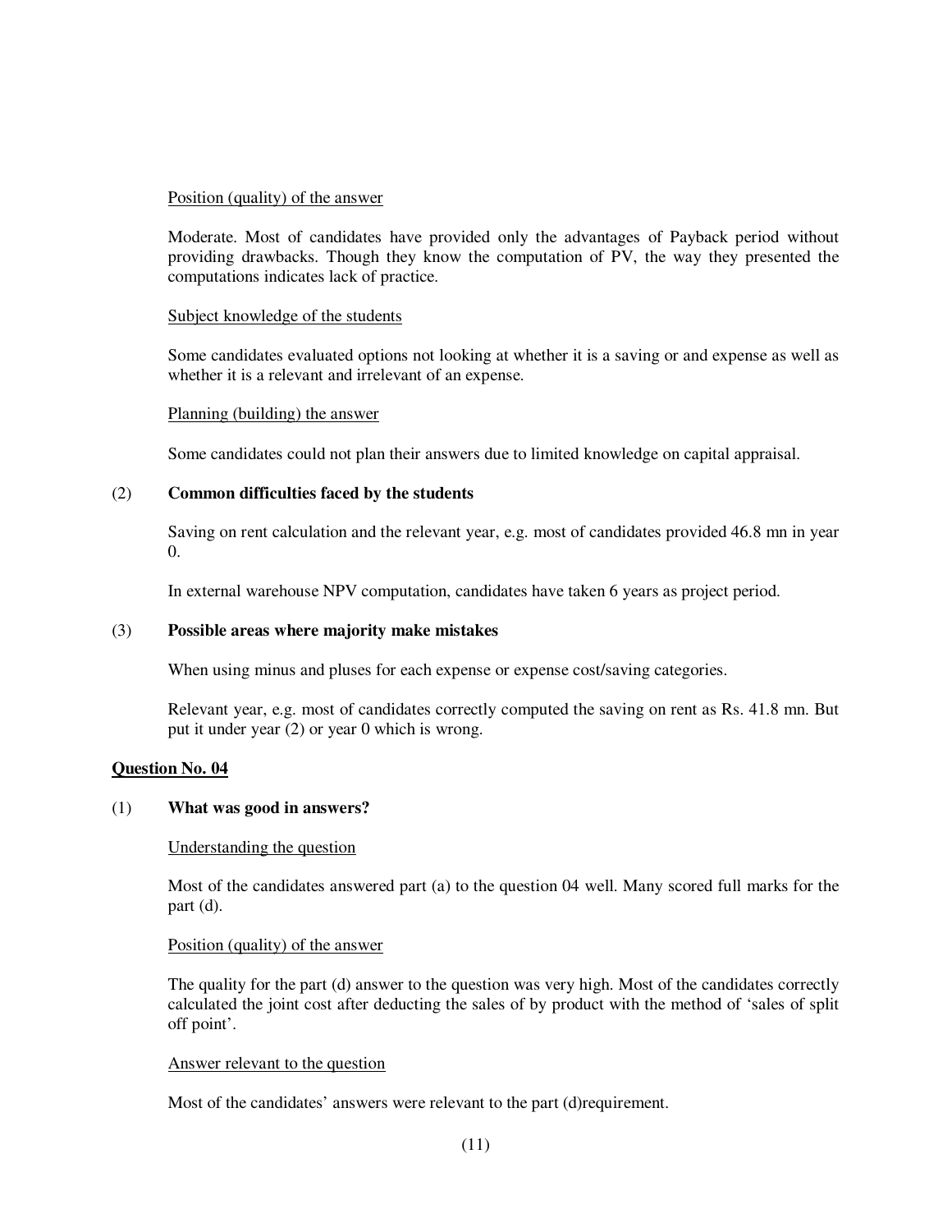Position (quality) of the answer

Moderate. Most of candidates have provided only the advantages of Payback period without providing drawbacks. Though they know the computation of PV, the way they presented the computations indicates lack of practice.

Subject knowledge of the students

Some candidates evaluated options not looking at whether it is a saving or and expense as well as whether it is a relevant and irrelevant of an expense.

Planning (building) the answer

Some candidates could not plan their answers due to limited knowledge on capital appraisal.

(2) **Common difficulties faced by the students**

Saving on rent calculation and the relevant year, e.g. most of candidates provided 46.8 mn in year 0.

In external warehouse NPV computation, candidates have taken 6 years as project period.

(3) **Possible areas where majority make mistakes**

When using minus and pluses for each expense or expense cost/saving categories.

Relevant year, e.g. most of candidates correctly computed the saving on rent as Rs. 41.8 mn. But put it under year (2) or year 0 which is wrong.

## Question No. 04

(1) **What was good in answers?**

Understanding the question

Most of the candidates answered part (a) to the question 04 well. Many scored full marks for the part (d).

Position (quality) of the answer

The quality for the part (d) answer to the question was very high. Most of the candidates correctly calculated the joint cost after deducting the sales of by product with the method of 'sales of split off point'.

Answer relevant to the question

Most of the candidates' answers were relevant to the part (d)requirement.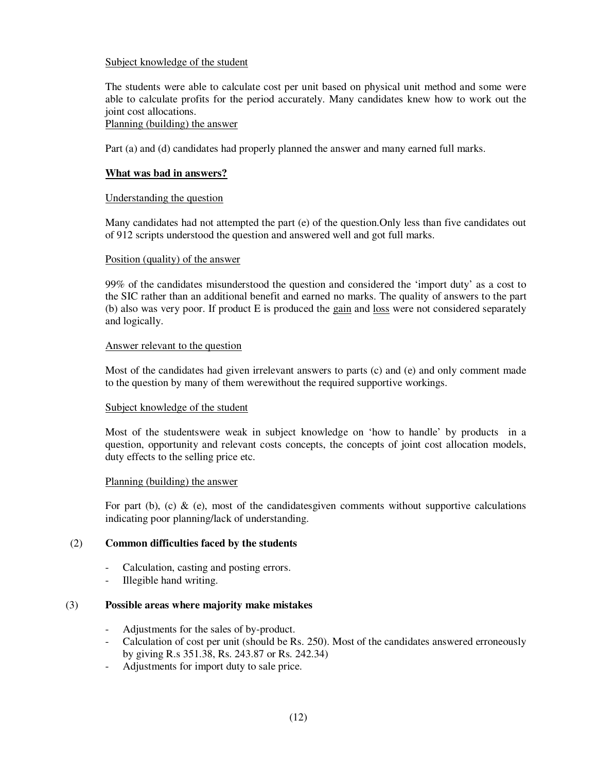Subject knowledge of the student

The students were able to calculate cost per unit based on physical unit method and some were able to calculate profits for the period accurately. Many candidates knew how to work out the joint cost allocations.

Planning (building) the answer

Part (a) and (d) candidates had properly planned the answer and many earned full marks.

**What was bad in answers?**

Understanding the question

Many candidates had not attempted the part (e) of the question.Only less than five candidates out of 912 scripts understood the question and answered well and got full marks.

Position (quality) of the answer

99% of the candidates misunderstood the question and considered the 'import duty' as a cost to the SIC rather than an additional benefit and earned no marks. The quality of answers to the part (b) also was very poor. If product E is produced the gain and loss were not considered separately and logically.

Answer relevant to the question

Most of the candidates had given irrelevant answers to parts (c) and (e) and only comment made to the question by many of them werewithout the required supportive workings.

Subject knowledge of the student

Most of the studentswere weak in subject knowledge on 'how to handle' by products in a question, opportunity and relevant costs concepts, the concepts of joint cost allocation models, duty effects to the selling price etc.

Planning (building) the answer

For part (b), (c) & (e), most of the candidatesgiven comments without supportive calculations indicating poor planning/lack of understanding.

(2) **Common difficulties faced by the students**

- Calculation, casting and posting errors.
- Illegible hand writing.

(3) **Possible areas where majority make mistakes**

- Adjustments for the sales of by-product.
- Calculation of cost per unit (should be Rs. 250). Most of the candidates answered erroneously by giving R.s 351.38, Rs. 243.87 or Rs. 242.34)
- Adjustments for import duty to sale price.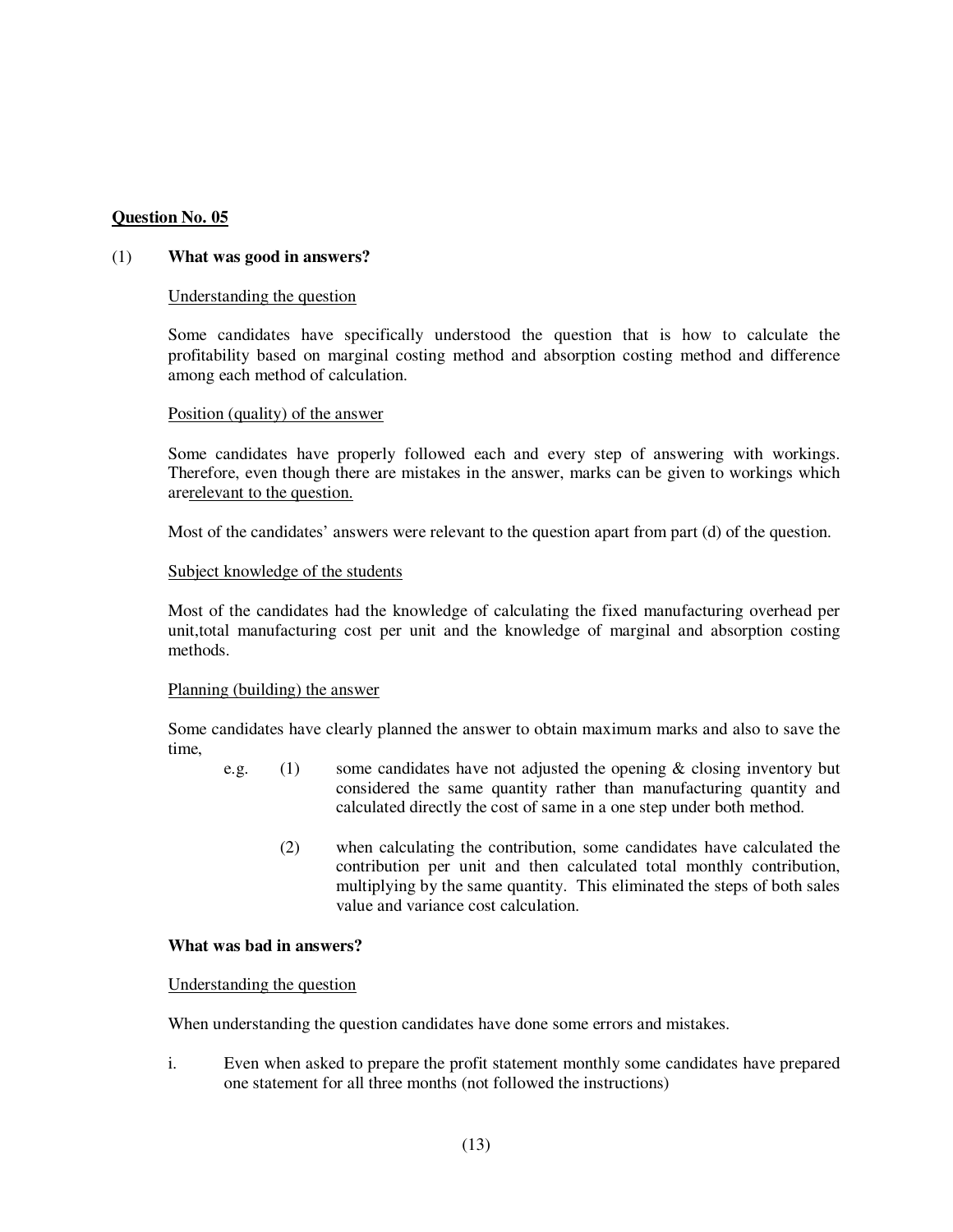**<u>Question No. 05</u>**

(1) **What was good in answers?**

<u>Understanding the question</u>

Some candidates have specifically understood the question that is how to calculate the profitability based on marginal costing method and absorption costing method and difference among each method of calculation.

<u>Position (quality) of the answer</u>

Some candidates have properly followed each and every step of answering with workings. Therefore, even though there are mistakes in the answer, marks can be given to workings which are<u>relevant to the question.</u>

Most of the candidates' answers were relevant to the question apart from part (d) of the question.

<u>Subject knowledge of the students</u>

Most of the candidates had the knowledge of calculating the fixed manufacturing overhead per unit,total manufacturing cost per unit and the knowledge of marginal and absorption costing methods.

<u>Planning (building) the answer</u>

Some candidates have clearly planned the answer to obtain maximum marks and also to save the time,

e.g.

(1) some candidates have not adjusted the opening & closing inventory but considered the same quantity rather than manufacturing quantity and calculated directly the cost of same in a one step under both method.

(2) when calculating the contribution, some candidates have calculated the contribution per unit and then calculated total monthly contribution, multiplying by the same quantity. This eliminated the steps of both sales value and variance cost calculation.

**What was bad in answers?**

<u>Understanding the question</u>

When understanding the question candidates have done some errors and mistakes.

i. Even when asked to prepare the profit statement monthly some candidates have prepared one statement for all three months (not followed the instructions)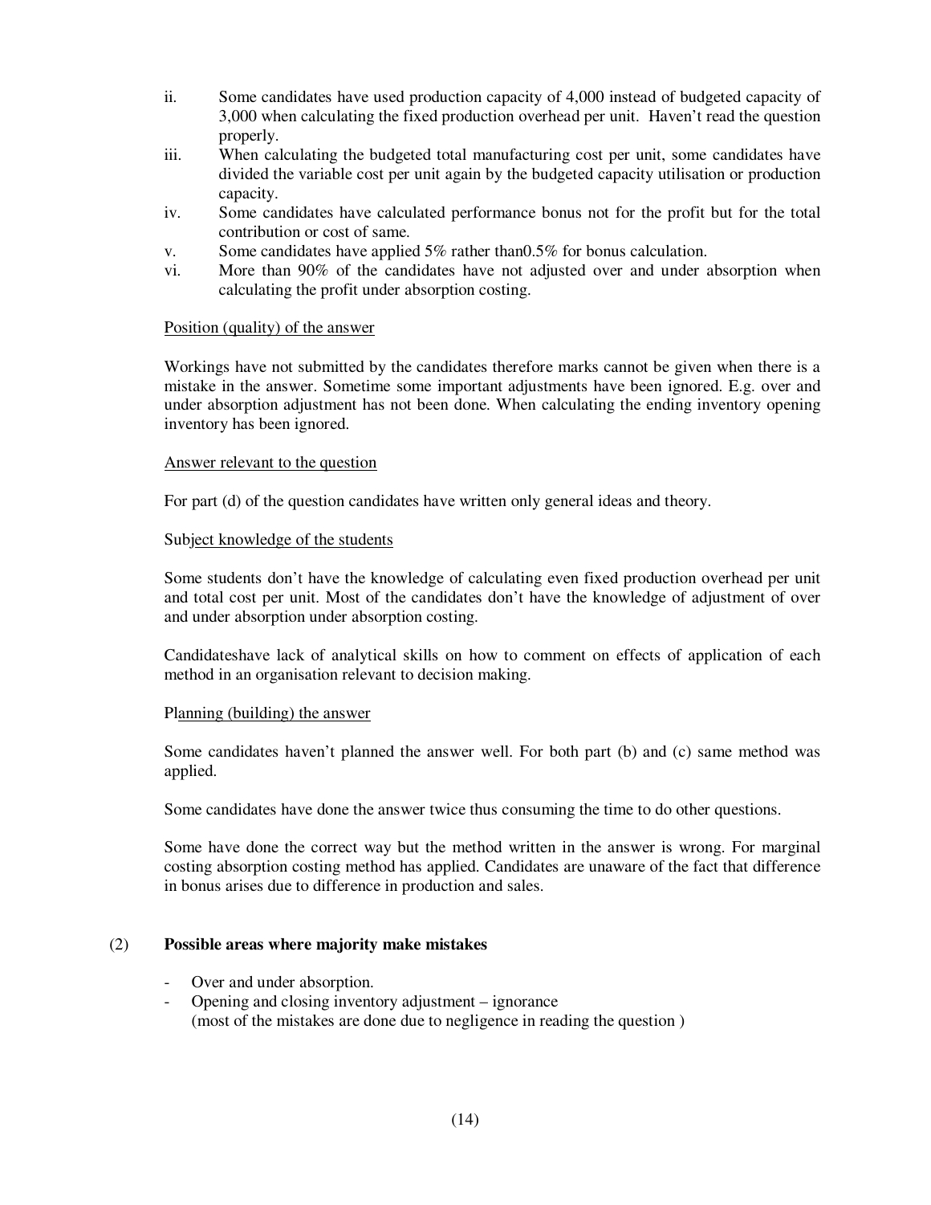ii. Some candidates have used production capacity of 4,000 instead of budgeted capacity of 3,000 when calculating the fixed production overhead per unit. Haven't read the question properly.

iii. When calculating the budgeted total manufacturing cost per unit, some candidates have divided the variable cost per unit again by the budgeted capacity utilisation or production capacity.

iv. Some candidates have calculated performance bonus not for the profit but for the total contribution or cost of same.

v. Some candidates have applied 5% rather than0.5% for bonus calculation.

vi. More than 90% of the candidates have not adjusted over and under absorption when calculating the profit under absorption costing.

Position (quality) of the answer

Workings have not submitted by the candidates therefore marks cannot be given when there is a mistake in the answer. Sometime some important adjustments have been ignored. E.g. over and under absorption adjustment has not been done. When calculating the ending inventory opening inventory has been ignored.

Answer relevant to the question

For part (d) of the question candidates have written only general ideas and theory.

Subject knowledge of the students

Some students don't have the knowledge of calculating even fixed production overhead per unit and total cost per unit. Most of the candidates don't have the knowledge of adjustment of over and under absorption under absorption costing.

Candidateshave lack of analytical skills on how to comment on effects of application of each method in an organisation relevant to decision making.

Planning (building) the answer

Some candidates haven't planned the answer well. For both part (b) and (c) same method was applied.

Some candidates have done the answer twice thus consuming the time to do other questions.

Some have done the correct way but the method written in the answer is wrong. For marginal costing absorption costing method has applied. Candidates are unaware of the fact that difference in bonus arises due to difference in production and sales.

(2) **Possible areas where majority make mistakes**

- Over and under absorption.
- Opening and closing inventory adjustment – ignorance
  (most of the mistakes are done due to negligence in reading the question )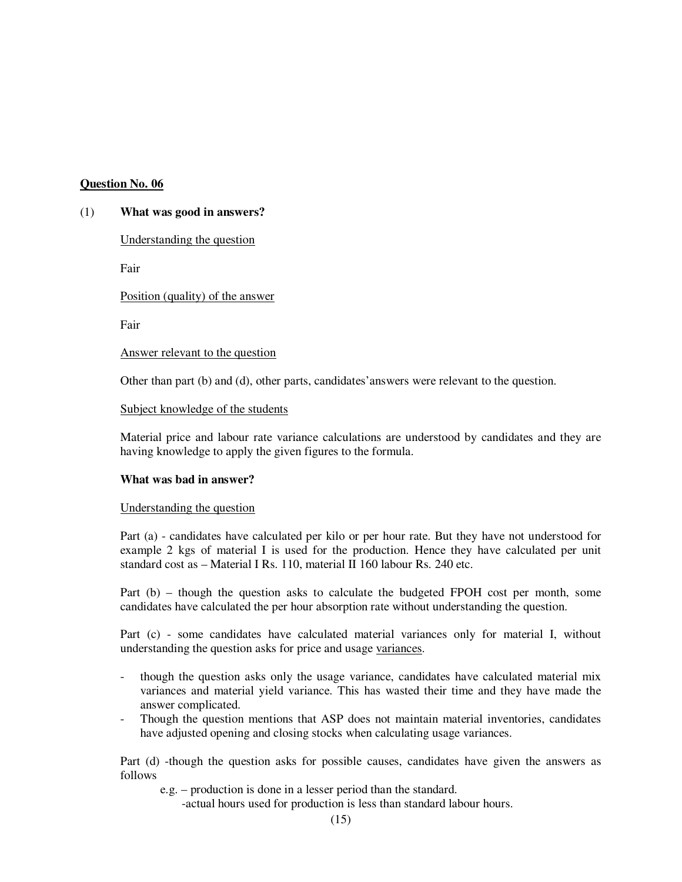**Question No. 06**

(1) **What was good in answers?**

Understanding the question

Fair

Position (quality) of the answer

Fair

Answer relevant to the question

Other than part (b) and (d), other parts, candidates'answers were relevant to the question.

Subject knowledge of the students

Material price and labour rate variance calculations are understood by candidates and they are having knowledge to apply the given figures to the formula.

**What was bad in answer?**

Understanding the question

Part (a) - candidates have calculated per kilo or per hour rate. But they have not understood for example 2 kgs of material I is used for the production. Hence they have calculated per unit standard cost as – Material I Rs. 110, material II 160 labour Rs. 240 etc.

Part (b) – though the question asks to calculate the budgeted FPOH cost per month, some candidates have calculated the per hour absorption rate without understanding the question.

Part (c) - some candidates have calculated material variances only for material I, without understanding the question asks for price and usage variances.

- though the question asks only the usage variance, candidates have calculated material mix variances and material yield variance. This has wasted their time and they have made the answer complicated.
- Though the question mentions that ASP does not maintain material inventories, candidates have adjusted opening and closing stocks when calculating usage variances.

Part (d) -though the question asks for possible causes, candidates have given the answers as follows

e.g. – production is done in a lesser period than the standard.
-actual hours used for production is less than standard labour hours.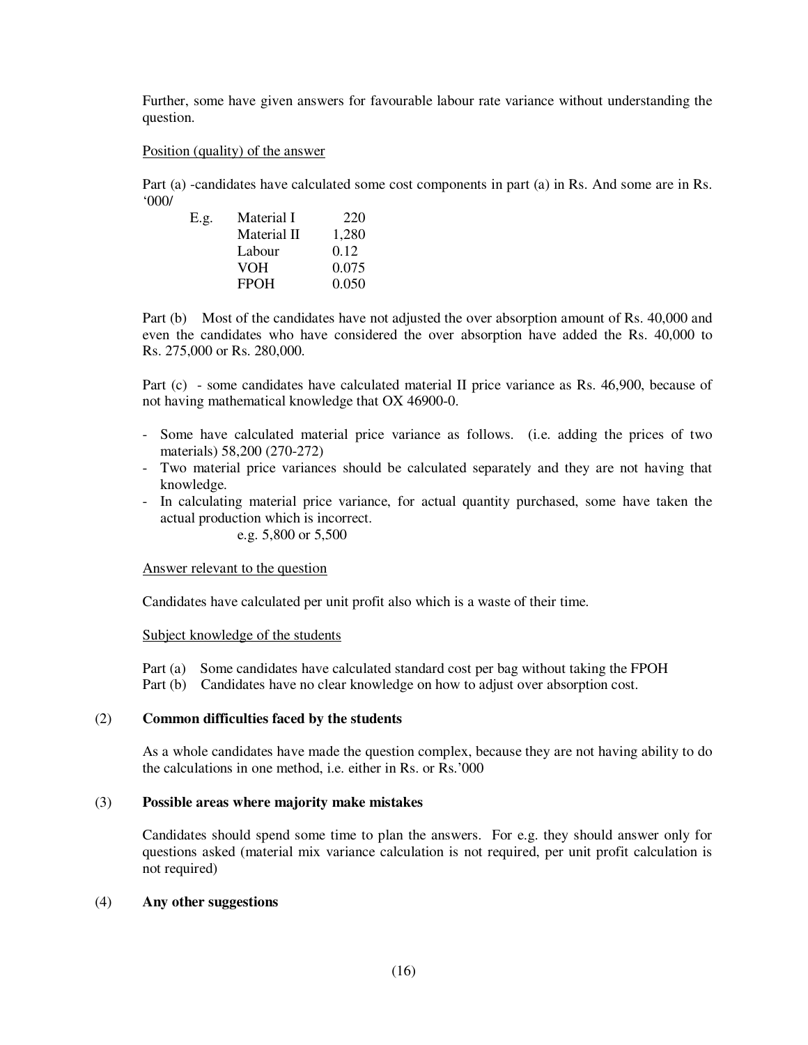Further, some have given answers for favourable labour rate variance without understanding the question.

Position (quality) of the answer

Part (a) -candidates have calculated some cost components in part (a) in Rs. And some are in Rs. '000/

| E.g. | | |
|---|---|---|
| | Material I | 220 |
| | Material II | 1,280 |
| | Labour | 0.12 |
| | VOH | 0.075 |
| | FPOH | 0.050 |

Part (b) Most of the candidates have not adjusted the over absorption amount of Rs. 40,000 and even the candidates who have considered the over absorption have added the Rs. 40,000 to Rs. 275,000 or Rs. 280,000.

Part (c) - some candidates have calculated material II price variance as Rs. 46,900, because of not having mathematical knowledge that OX 46900-0.

- Some have calculated material price variance as follows. (i.e. adding the prices of two materials) 58,200 (270-272)
- Two material price variances should be calculated separately and they are not having that knowledge.
- In calculating material price variance, for actual quantity purchased, some have taken the actual production which is incorrect.
  e.g. 5,800 or 5,500

Answer relevant to the question

Candidates have calculated per unit profit also which is a waste of their time.

Subject knowledge of the students

Part (a) Some candidates have calculated standard cost per bag without taking the FPOH
Part (b) Candidates have no clear knowledge on how to adjust over absorption cost.

(2) **Common difficulties faced by the students**

As a whole candidates have made the question complex, because they are not having ability to do the calculations in one method, i.e. either in Rs. or Rs.'000

(3) **Possible areas where majority make mistakes**

Candidates should spend some time to plan the answers. For e.g. they should answer only for questions asked (material mix variance calculation is not required, per unit profit calculation is not required)

(4) **Any other suggestions**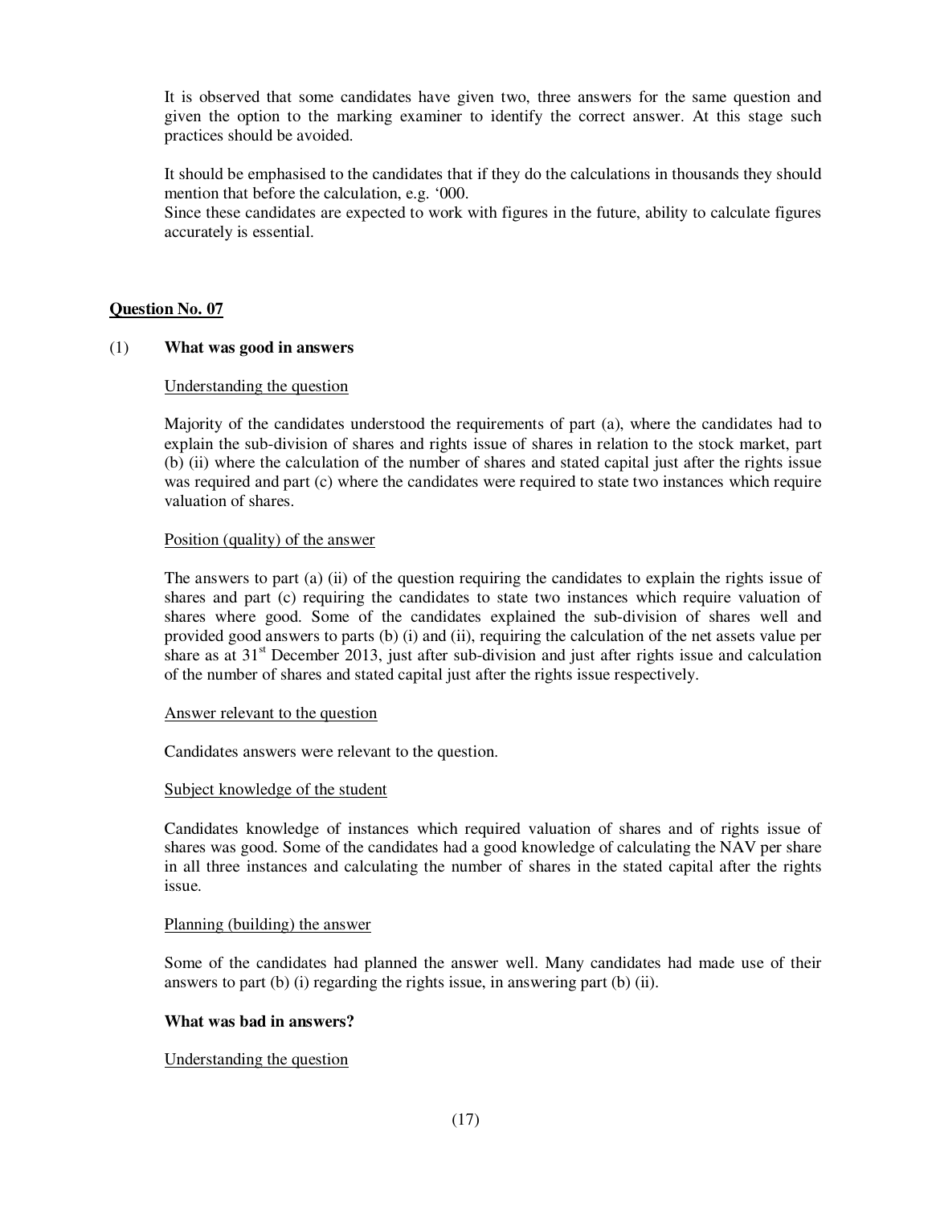It is observed that some candidates have given two, three answers for the same question and given the option to the marking examiner to identify the correct answer. At this stage such practices should be avoided.

It should be emphasised to the candidates that if they do the calculations in thousands they should mention that before the calculation, e.g. '000.
Since these candidates are expected to work with figures in the future, ability to calculate figures accurately is essential.

**Question No. 07**

(1) **What was good in answers**

Understanding the question

Majority of the candidates understood the requirements of part (a), where the candidates had to explain the sub-division of shares and rights issue of shares in relation to the stock market, part (b) (ii) where the calculation of the number of shares and stated capital just after the rights issue was required and part (c) where the candidates were required to state two instances which require valuation of shares.

Position (quality) of the answer

The answers to part (a) (ii) of the question requiring the candidates to explain the rights issue of shares and part (c) requiring the candidates to state two instances which require valuation of shares where good. Some of the candidates explained the sub-division of shares well and provided good answers to parts (b) (i) and (ii), requiring the calculation of the net assets value per share as at 31st December 2013, just after sub-division and just after rights issue and calculation of the number of shares and stated capital just after the rights issue respectively.

Answer relevant to the question

Candidates answers were relevant to the question.

Subject knowledge of the student

Candidates knowledge of instances which required valuation of shares and of rights issue of shares was good. Some of the candidates had a good knowledge of calculating the NAV per share in all three instances and calculating the number of shares in the stated capital after the rights issue.

Planning (building) the answer

Some of the candidates had planned the answer well. Many candidates had made use of their answers to part (b) (i) regarding the rights issue, in answering part (b) (ii).

**What was bad in answers?**

Understanding the question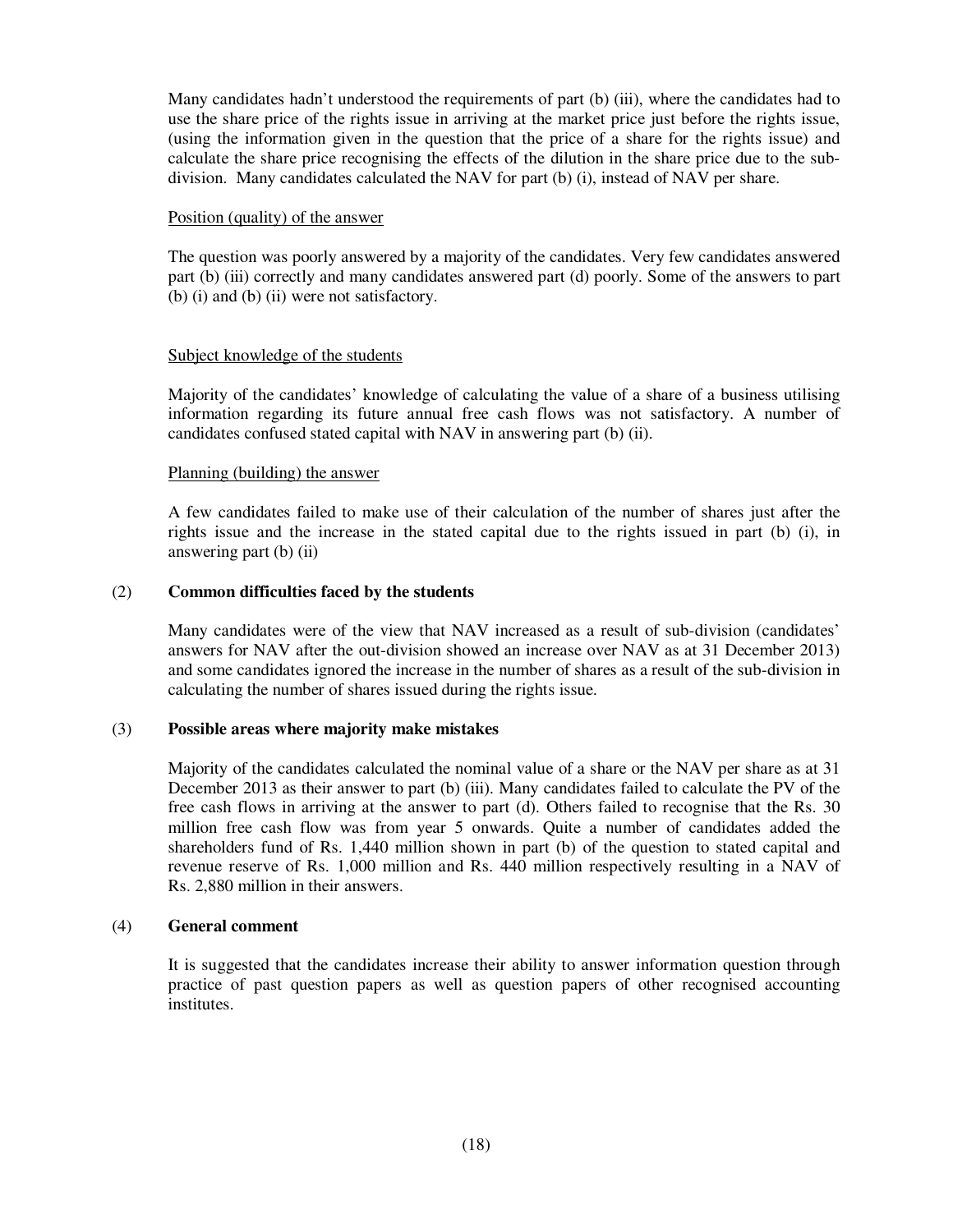Many candidates hadn't understood the requirements of part (b) (iii), where the candidates had to use the share price of the rights issue in arriving at the market price just before the rights issue, (using the information given in the question that the price of a share for the rights issue) and calculate the share price recognising the effects of the dilution in the share price due to the sub-division. Many candidates calculated the NAV for part (b) (i), instead of NAV per share.

Position (quality) of the answer

The question was poorly answered by a majority of the candidates. Very few candidates answered part (b) (iii) correctly and many candidates answered part (d) poorly. Some of the answers to part (b) (i) and (b) (ii) were not satisfactory.

Subject knowledge of the students

Majority of the candidates' knowledge of calculating the value of a share of a business utilising information regarding its future annual free cash flows was not satisfactory. A number of candidates confused stated capital with NAV in answering part (b) (ii).

Planning (building) the answer

A few candidates failed to make use of their calculation of the number of shares just after the rights issue and the increase in the stated capital due to the rights issued in part (b) (i), in answering part (b) (ii)

(2) **Common difficulties faced by the students**

Many candidates were of the view that NAV increased as a result of sub-division (candidates' answers for NAV after the out-division showed an increase over NAV as at 31 December 2013) and some candidates ignored the increase in the number of shares as a result of the sub-division in calculating the number of shares issued during the rights issue.

(3) **Possible areas where majority make mistakes**

Majority of the candidates calculated the nominal value of a share or the NAV per share as at 31 December 2013 as their answer to part (b) (iii). Many candidates failed to calculate the PV of the free cash flows in arriving at the answer to part (d). Others failed to recognise that the Rs. 30 million free cash flow was from year 5 onwards. Quite a number of candidates added the shareholders fund of Rs. 1,440 million shown in part (b) of the question to stated capital and revenue reserve of Rs. 1,000 million and Rs. 440 million respectively resulting in a NAV of Rs. 2,880 million in their answers.

(4) **General comment**

It is suggested that the candidates increase their ability to answer information question through practice of past question papers as well as question papers of other recognised accounting institutes.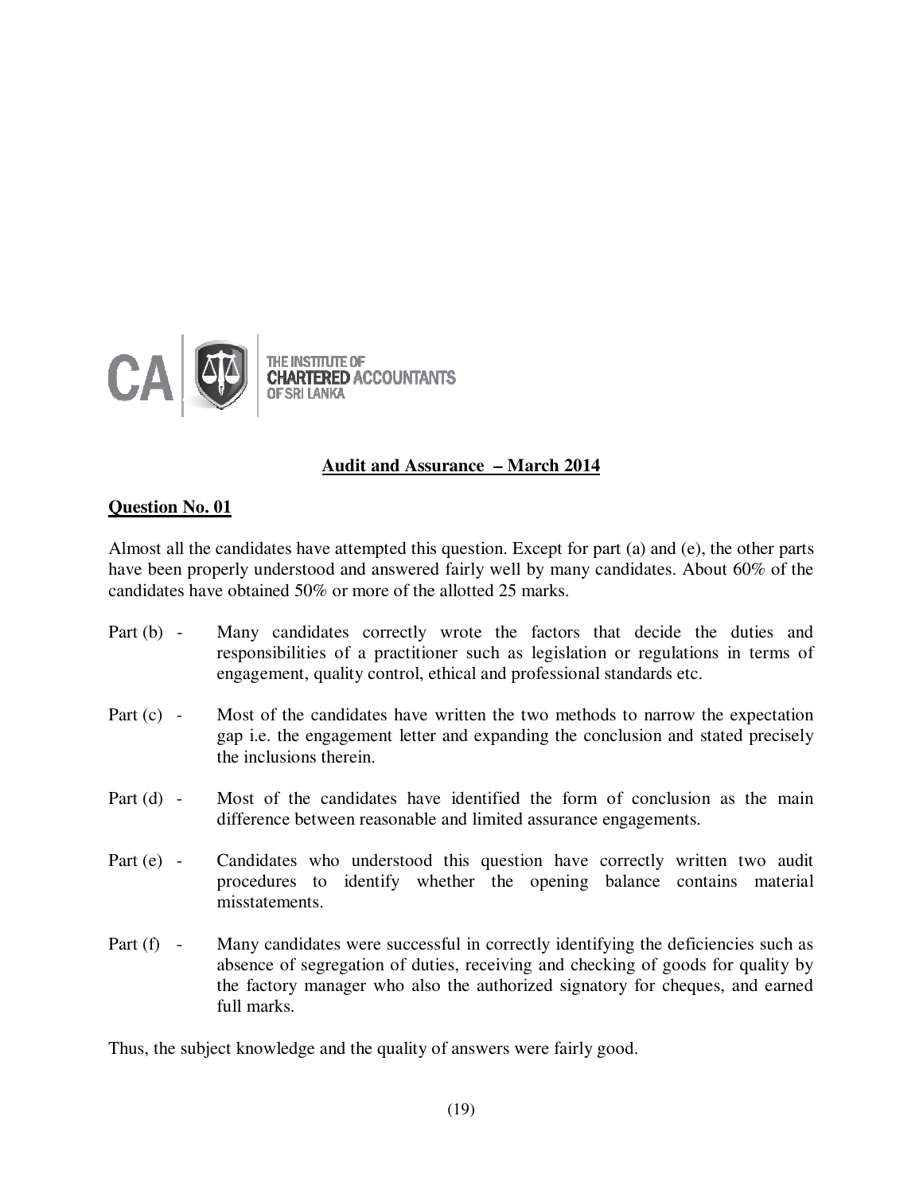THE INSTITUTE OF CHARTERED ACCOUNTANTS OF SRI LANKA

## Audit and Assurance – March 2014

### Question No. 01

Almost all the candidates have attempted this question. Except for part (a) and (e), the other parts have been properly understood and answered fairly well by many candidates. About 60% of the candidates have obtained 50% or more of the allotted 25 marks.

Part (b) - Many candidates correctly wrote the factors that decide the duties and responsibilities of a practitioner such as legislation or regulations in terms of engagement, quality control, ethical and professional standards etc.

Part (c) - Most of the candidates have written the two methods to narrow the expectation gap i.e. the engagement letter and expanding the conclusion and stated precisely the inclusions therein.

Part (d) - Most of the candidates have identified the form of conclusion as the main difference between reasonable and limited assurance engagements.

Part (e) - Candidates who understood this question have correctly written two audit procedures to identify whether the opening balance contains material misstatements.

Part (f) - Many candidates were successful in correctly identifying the deficiencies such as absence of segregation of duties, receiving and checking of goods for quality by the factory manager who also the authorized signatory for cheques, and earned full marks.

Thus, the subject knowledge and the quality of answers were fairly good.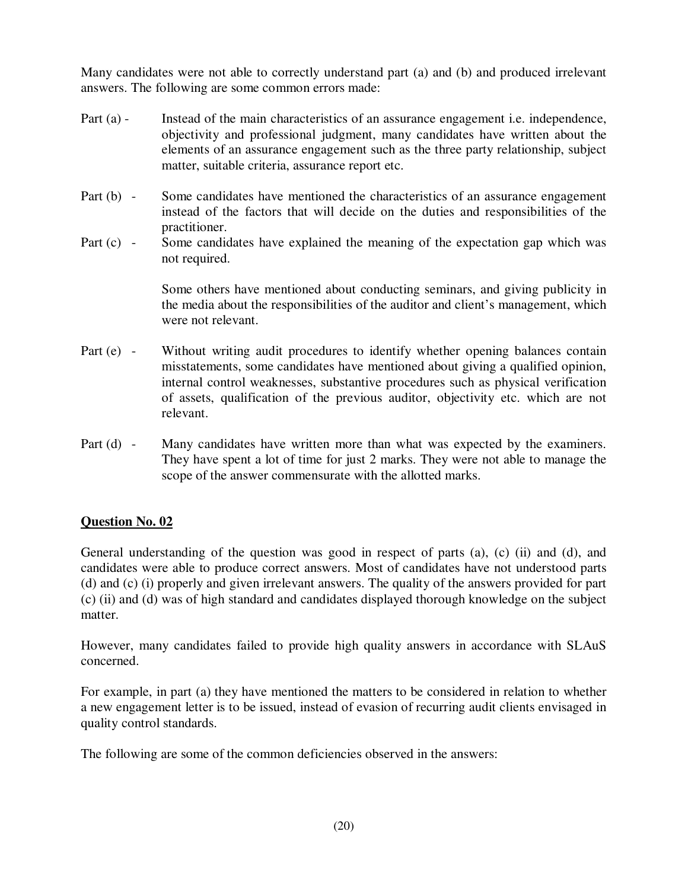Many candidates were not able to correctly understand part (a) and (b) and produced irrelevant answers. The following are some common errors made:

- Part (a) - Instead of the main characteristics of an assurance engagement i.e. independence, objectivity and professional judgment, many candidates have written about the elements of an assurance engagement such as the three party relationship, subject matter, suitable criteria, assurance report etc.

- Part (b) - Some candidates have mentioned the characteristics of an assurance engagement instead of the factors that will decide on the duties and responsibilities of the practitioner.

- Part (c) - Some candidates have explained the meaning of the expectation gap which was not required.

  Some others have mentioned about conducting seminars, and giving publicity in the media about the responsibilities of the auditor and client's management, which were not relevant.

- Part (e) - Without writing audit procedures to identify whether opening balances contain misstatements, some candidates have mentioned about giving a qualified opinion, internal control weaknesses, substantive procedures such as physical verification of assets, qualification of the previous auditor, objectivity etc. which are not relevant.

- Part (d) - Many candidates have written more than what was expected by the examiners. They have spent a lot of time for just 2 marks. They were not able to manage the scope of the answer commensurate with the allotted marks.

## Question No. 02

General understanding of the question was good in respect of parts (a), (c) (ii) and (d), and candidates were able to produce correct answers. Most of candidates have not understood parts (d) and (c) (i) properly and given irrelevant answers. The quality of the answers provided for part (c) (ii) and (d) was of high standard and candidates displayed thorough knowledge on the subject matter.

However, many candidates failed to provide high quality answers in accordance with SLAuS concerned.

For example, in part (a) they have mentioned the matters to be considered in relation to whether a new engagement letter is to be issued, instead of evasion of recurring audit clients envisaged in quality control standards.

The following are some of the common deficiencies observed in the answers: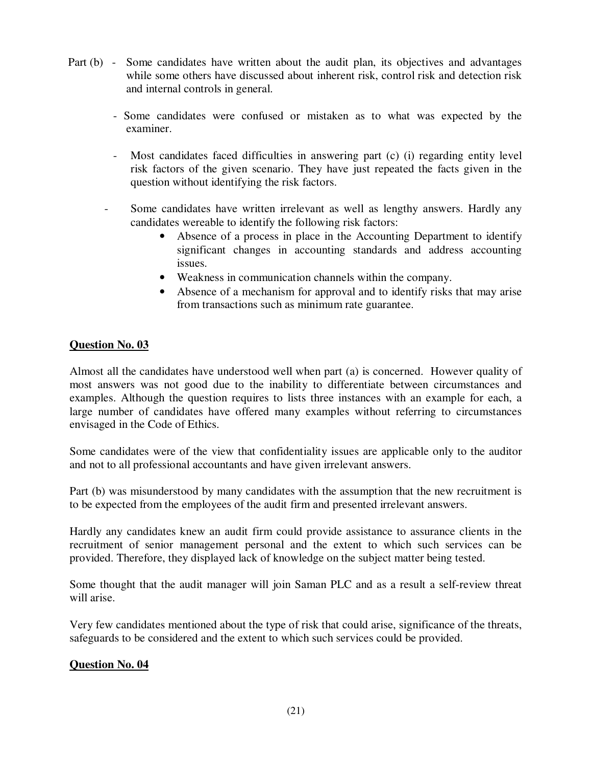Part (b) - Some candidates have written about the audit plan, its objectives and advantages while some others have discussed about inherent risk, control risk and detection risk and internal controls in general.

- Some candidates were confused or mistaken as to what was expected by the examiner.
- Most candidates faced difficulties in answering part (c) (i) regarding entity level risk factors of the given scenario. They have just repeated the facts given in the question without identifying the risk factors.
- Some candidates have written irrelevant as well as lengthy answers. Hardly any candidates wereable to identify the following risk factors:
    - Absence of a process in place in the Accounting Department to identify significant changes in accounting standards and address accounting issues.
    - Weakness in communication channels within the company.
    - Absence of a mechanism for approval and to identify risks that may arise from transactions such as minimum rate guarantee.

**Question No. 03**

Almost all the candidates have understood well when part (a) is concerned. However quality of most answers was not good due to the inability to differentiate between circumstances and examples. Although the question requires to lists three instances with an example for each, a large number of candidates have offered many examples without referring to circumstances envisaged in the Code of Ethics.

Some candidates were of the view that confidentiality issues are applicable only to the auditor and not to all professional accountants and have given irrelevant answers.

Part (b) was misunderstood by many candidates with the assumption that the new recruitment is to be expected from the employees of the audit firm and presented irrelevant answers.

Hardly any candidates knew an audit firm could provide assistance to assurance clients in the recruitment of senior management personal and the extent to which such services can be provided. Therefore, they displayed lack of knowledge on the subject matter being tested.

Some thought that the audit manager will join Saman PLC and as a result a self-review threat will arise.

Very few candidates mentioned about the type of risk that could arise, significance of the threats, safeguards to be considered and the extent to which such services could be provided.

**Question No. 04**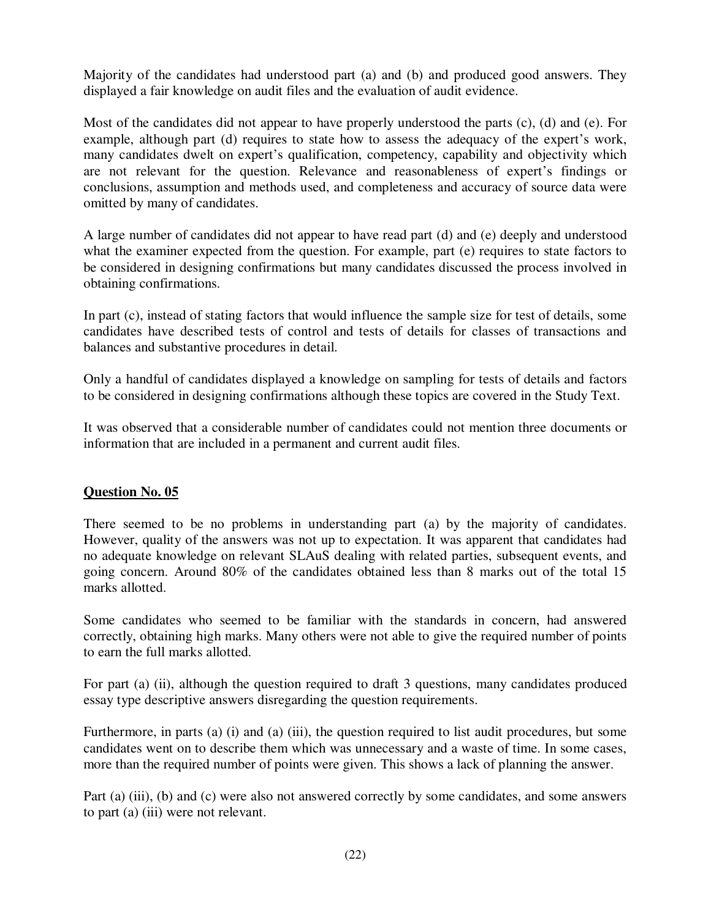Majority of the candidates had understood part (a) and (b) and produced good answers. They displayed a fair knowledge on audit files and the evaluation of audit evidence.

Most of the candidates did not appear to have properly understood the parts (c), (d) and (e). For example, although part (d) requires to state how to assess the adequacy of the expert's work, many candidates dwelt on expert's qualification, competency, capability and objectivity which are not relevant for the question. Relevance and reasonableness of expert's findings or conclusions, assumption and methods used, and completeness and accuracy of source data were omitted by many of candidates.

A large number of candidates did not appear to have read part (d) and (e) deeply and understood what the examiner expected from the question. For example, part (e) requires to state factors to be considered in designing confirmations but many candidates discussed the process involved in obtaining confirmations.

In part (c), instead of stating factors that would influence the sample size for test of details, some candidates have described tests of control and tests of details for classes of transactions and balances and substantive procedures in detail.

Only a handful of candidates displayed a knowledge on sampling for tests of details and factors to be considered in designing confirmations although these topics are covered in the Study Text.

It was observed that a considerable number of candidates could not mention three documents or information that are included in a permanent and current audit files.

## Question No. 05

There seemed to be no problems in understanding part (a) by the majority of candidates. However, quality of the answers was not up to expectation. It was apparent that candidates had no adequate knowledge on relevant SLAuS dealing with related parties, subsequent events, and going concern. Around 80% of the candidates obtained less than 8 marks out of the total 15 marks allotted.

Some candidates who seemed to be familiar with the standards in concern, had answered correctly, obtaining high marks. Many others were not able to give the required number of points to earn the full marks allotted.

For part (a) (ii), although the question required to draft 3 questions, many candidates produced essay type descriptive answers disregarding the question requirements.

Furthermore, in parts (a) (i) and (a) (iii), the question required to list audit procedures, but some candidates went on to describe them which was unnecessary and a waste of time. In some cases, more than the required number of points were given. This shows a lack of planning the answer.

Part (a) (iii), (b) and (c) were also not answered correctly by some candidates, and some answers to part (a) (iii) were not relevant.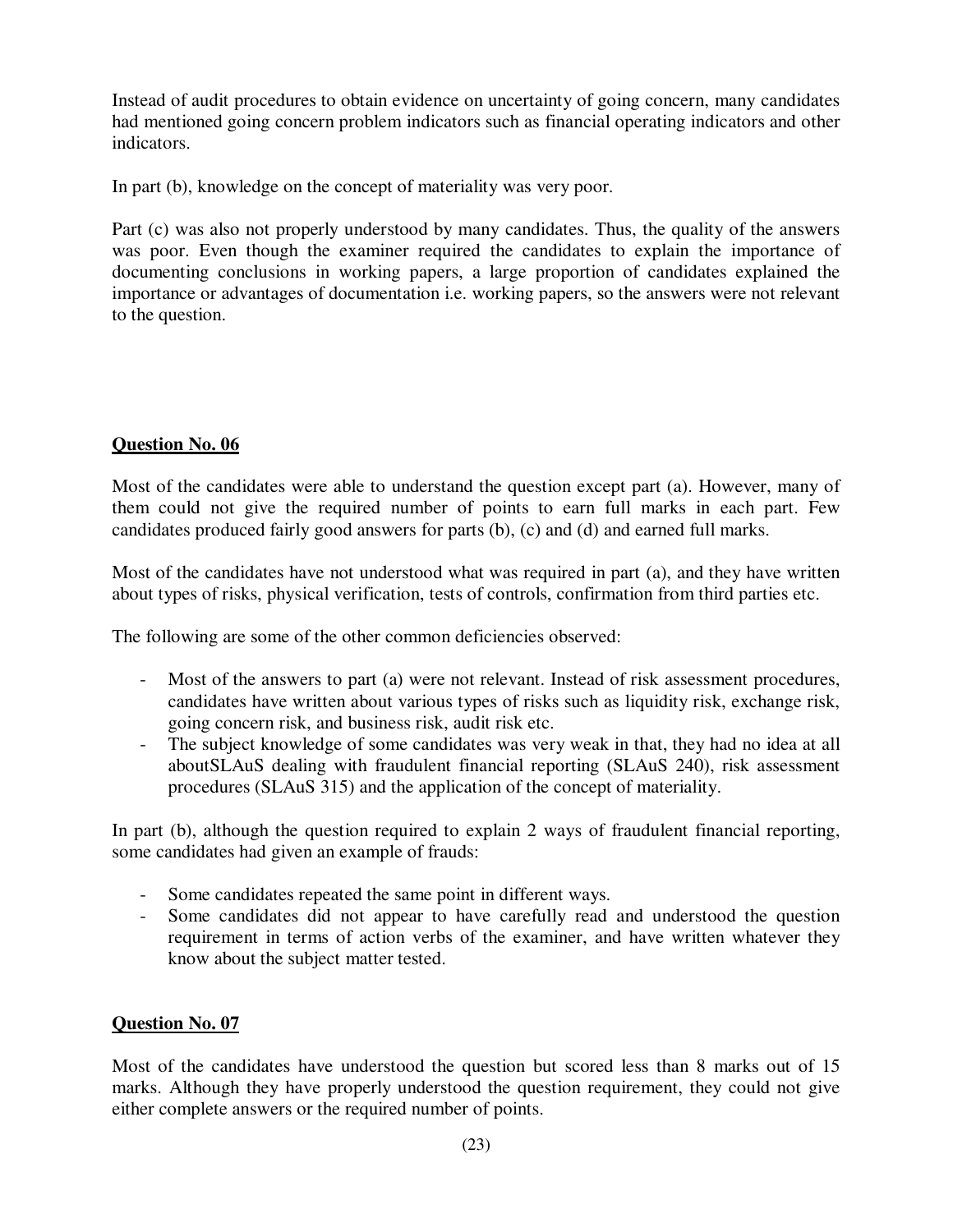Instead of audit procedures to obtain evidence on uncertainty of going concern, many candidates had mentioned going concern problem indicators such as financial operating indicators and other indicators.

In part (b), knowledge on the concept of materiality was very poor.

Part (c) was also not properly understood by many candidates. Thus, the quality of the answers was poor. Even though the examiner required the candidates to explain the importance of documenting conclusions in working papers, a large proportion of candidates explained the importance or advantages of documentation i.e. working papers, so the answers were not relevant to the question.

## Question No. 06

Most of the candidates were able to understand the question except part (a). However, many of them could not give the required number of points to earn full marks in each part. Few candidates produced fairly good answers for parts (b), (c) and (d) and earned full marks.

Most of the candidates have not understood what was required in part (a), and they have written about types of risks, physical verification, tests of controls, confirmation from third parties etc.

The following are some of the other common deficiencies observed:

- Most of the answers to part (a) were not relevant. Instead of risk assessment procedures, candidates have written about various types of risks such as liquidity risk, exchange risk, going concern risk, and business risk, audit risk etc.
- The subject knowledge of some candidates was very weak in that, they had no idea at all aboutSLAuS dealing with fraudulent financial reporting (SLAuS 240), risk assessment procedures (SLAuS 315) and the application of the concept of materiality.

In part (b), although the question required to explain 2 ways of fraudulent financial reporting, some candidates had given an example of frauds:

- Some candidates repeated the same point in different ways.
- Some candidates did not appear to have carefully read and understood the question requirement in terms of action verbs of the examiner, and have written whatever they know about the subject matter tested.

## Question No. 07

Most of the candidates have understood the question but scored less than 8 marks out of 15 marks. Although they have properly understood the question requirement, they could not give either complete answers or the required number of points.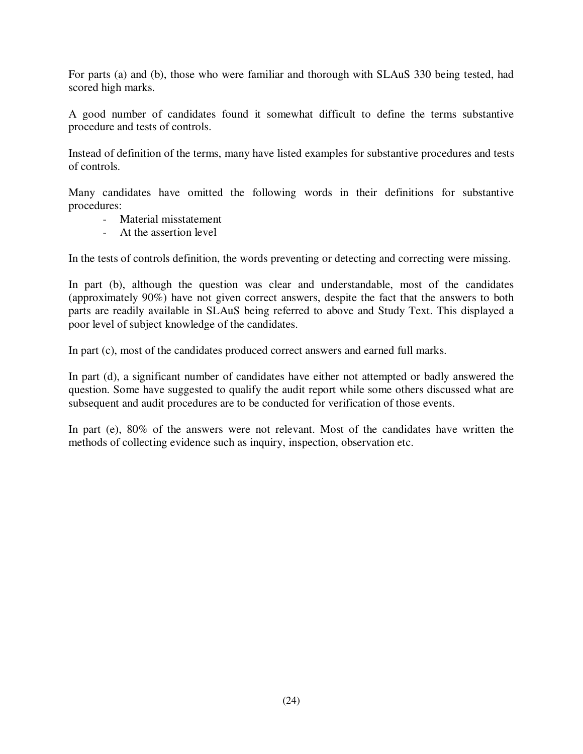For parts (a) and (b), those who were familiar and thorough with SLAuS 330 being tested, had scored high marks.

A good number of candidates found it somewhat difficult to define the terms substantive procedure and tests of controls.

Instead of definition of the terms, many have listed examples for substantive procedures and tests of controls.

Many candidates have omitted the following words in their definitions for substantive procedures:

- Material misstatement
- At the assertion level

In the tests of controls definition, the words preventing or detecting and correcting were missing.

In part (b), although the question was clear and understandable, most of the candidates (approximately 90%) have not given correct answers, despite the fact that the answers to both parts are readily available in SLAuS being referred to above and Study Text. This displayed a poor level of subject knowledge of the candidates.

In part (c), most of the candidates produced correct answers and earned full marks.

In part (d), a significant number of candidates have either not attempted or badly answered the question. Some have suggested to qualify the audit report while some others discussed what are subsequent and audit procedures are to be conducted for verification of those events.

In part (e), 80% of the answers were not relevant. Most of the candidates have written the methods of collecting evidence such as inquiry, inspection, observation etc.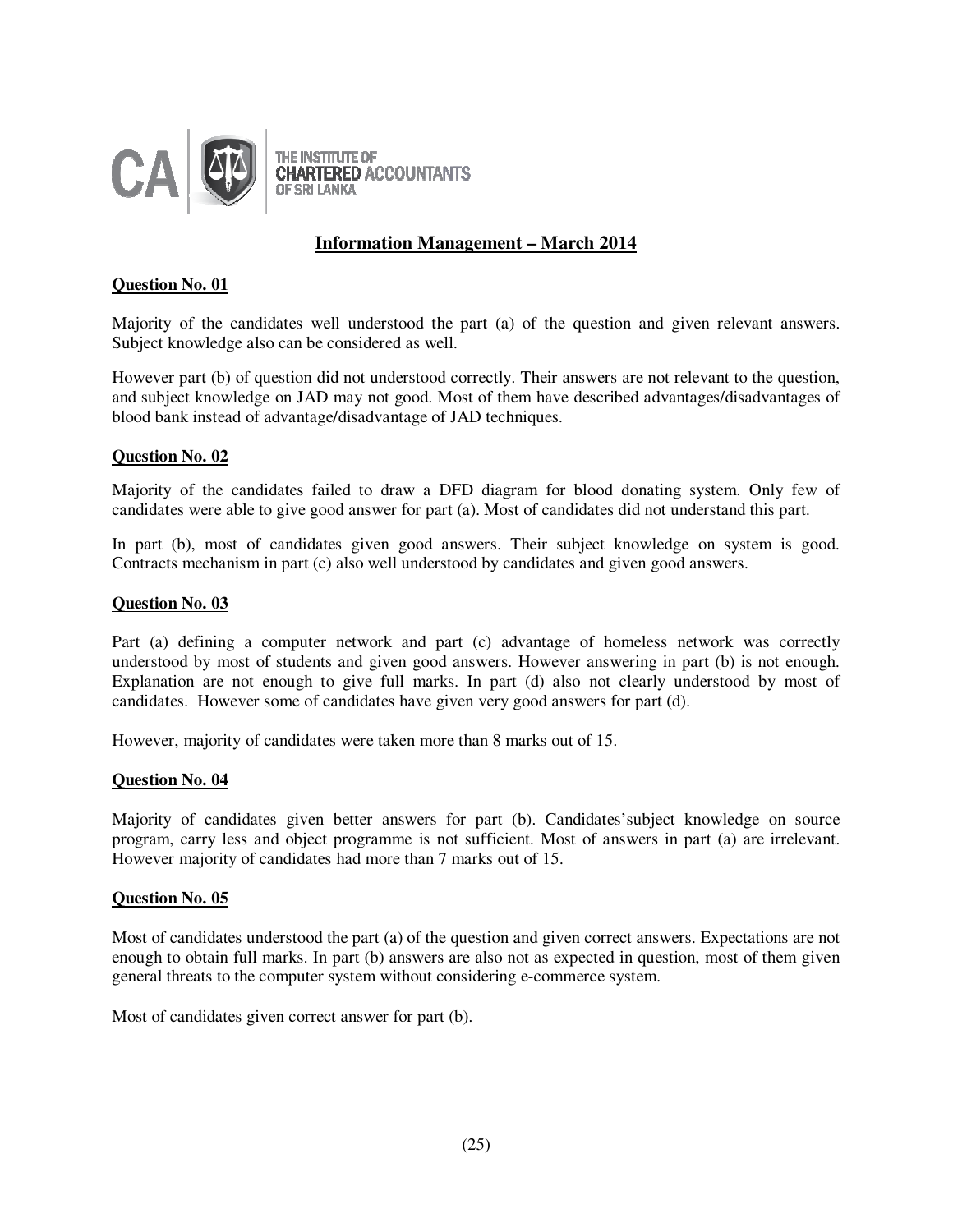THE INSTITUTE OF
**CHARTERED ACCOUNTANTS**
OF SRI LANKA

# Information Management – March 2014

## Question No. 01

Majority of the candidates well understood the part (a) of the question and given relevant answers. Subject knowledge also can be considered as well.

However part (b) of question did not understood correctly. Their answers are not relevant to the question, and subject knowledge on JAD may not good. Most of them have described advantages/disadvantages of blood bank instead of advantage/disadvantage of JAD techniques.

## Question No. 02

Majority of the candidates failed to draw a DFD diagram for blood donating system. Only few of candidates were able to give good answer for part (a). Most of candidates did not understand this part.

In part (b), most of candidates given good answers. Their subject knowledge on system is good. Contracts mechanism in part (c) also well understood by candidates and given good answers.

## Question No. 03

Part (a) defining a computer network and part (c) advantage of homeless network was correctly understood by most of students and given good answers. However answering in part (b) is not enough. Explanation are not enough to give full marks. In part (d) also not clearly understood by most of candidates. However some of candidates have given very good answers for part (d).

However, majority of candidates were taken more than 8 marks out of 15.

## Question No. 04

Majority of candidates given better answers for part (b). Candidates'subject knowledge on source program, carry less and object programme is not sufficient. Most of answers in part (a) are irrelevant. However majority of candidates had more than 7 marks out of 15.

## Question No. 05

Most of candidates understood the part (a) of the question and given correct answers. Expectations are not enough to obtain full marks. In part (b) answers are also not as expected in question, most of them given general threats to the computer system without considering e-commerce system.

Most of candidates given correct answer for part (b).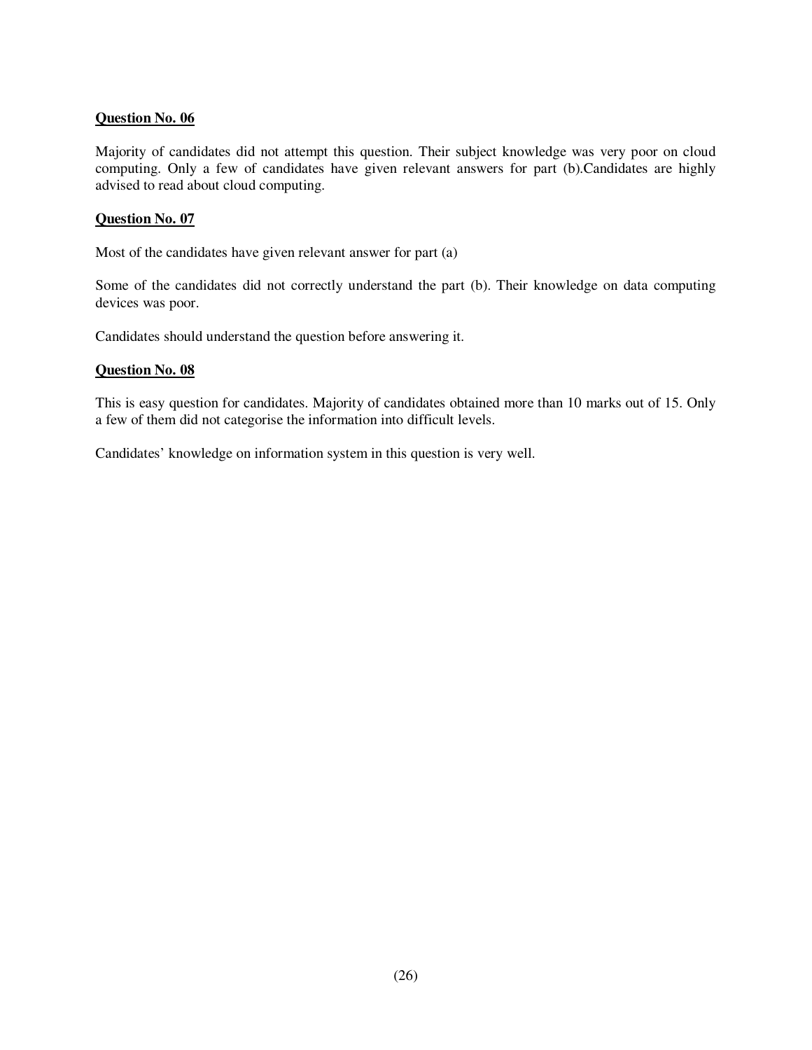**Question No. 06**

Majority of candidates did not attempt this question. Their subject knowledge was very poor on cloud computing. Only a few of candidates have given relevant answers for part (b).Candidates are highly advised to read about cloud computing.

**Question No. 07**

Most of the candidates have given relevant answer for part (a)

Some of the candidates did not correctly understand the part (b). Their knowledge on data computing devices was poor.

Candidates should understand the question before answering it.

**Question No. 08**

This is easy question for candidates. Majority of candidates obtained more than 10 marks out of 15. Only a few of them did not categorise the information into difficult levels.

Candidates' knowledge on information system in this question is very well.